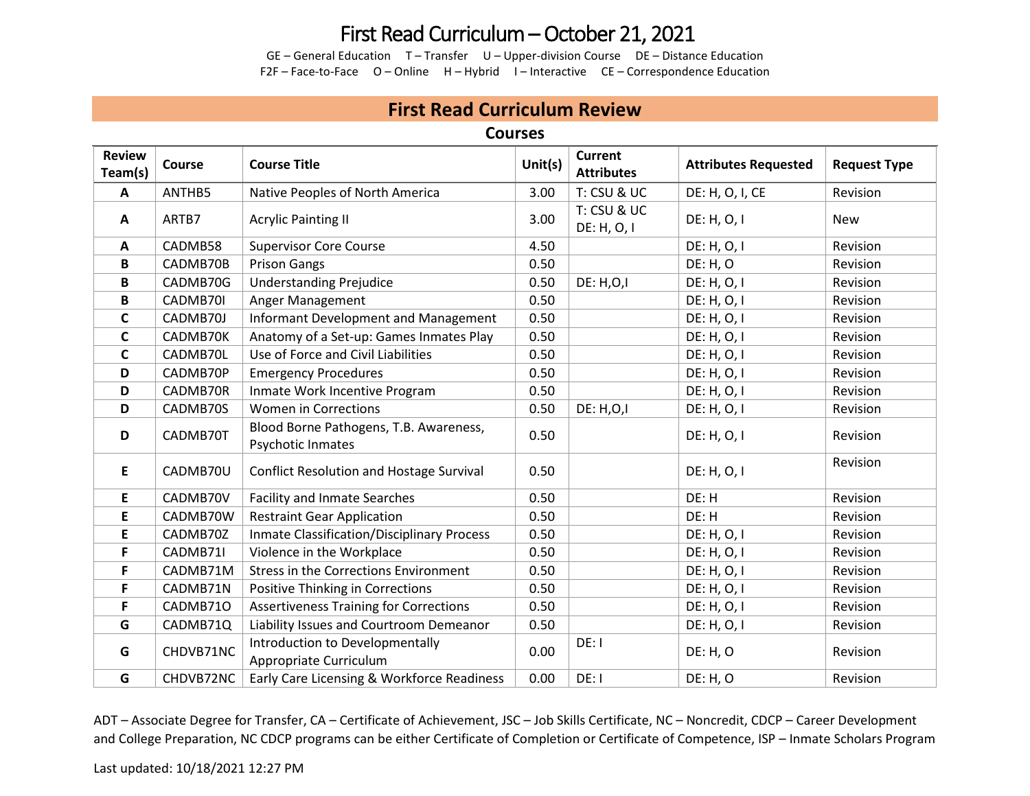# First Read Curriculum – October 21, 2021

GE – General Education T – Transfer U – Upper-division Course DE – Distance Education
F2F – Face-to-Face O – Online H – Hybrid I – Interactive CE – Correspondence Education

## First Read Curriculum Review

### Courses

| Review Team(s) | Course | Course Title | Unit(s) | Current Attributes | Attributes Requested | Request Type |
|---|---|---|---|---|---|---|
| A | ANTHB5 | Native Peoples of North America | 3.00 | T: CSU & UC | DE: H, O, I, CE | Revision |
| A | ARTB7 | Acrylic Painting II | 3.00 | T: CSU & UC DE: H, O, I | DE: H, O, I | New |
| A | CADMB58 | Supervisor Core Course | 4.50 | | DE: H, O, I | Revision |
| B | CADMB70B | Prison Gangs | 0.50 | | DE: H, O | Revision |
| B | CADMB70G | Understanding Prejudice | 0.50 | DE: H,O,I | DE: H, O, I | Revision |
| B | CADMB70I | Anger Management | 0.50 | | DE: H, O, I | Revision |
| C | CADMB70J | Informant Development and Management | 0.50 | | DE: H, O, I | Revision |
| C | CADMB70K | Anatomy of a Set-up: Games Inmates Play | 0.50 | | DE: H, O, I | Revision |
| C | CADMB70L | Use of Force and Civil Liabilities | 0.50 | | DE: H, O, I | Revision |
| D | CADMB70P | Emergency Procedures | 0.50 | | DE: H, O, I | Revision |
| D | CADMB70R | Inmate Work Incentive Program | 0.50 | | DE: H, O, I | Revision |
| D | CADMB70S | Women in Corrections | 0.50 | DE: H,O,I | DE: H, O, I | Revision |
| D | CADMB70T | Blood Borne Pathogens, T.B. Awareness, Psychotic Inmates | 0.50 | | DE: H, O, I | Revision |
| E | CADMB70U | Conflict Resolution and Hostage Survival | 0.50 | | DE: H, O, I | Revision |
| E | CADMB70V | Facility and Inmate Searches | 0.50 | | DE: H | Revision |
| E | CADMB70W | Restraint Gear Application | 0.50 | | DE: H | Revision |
| E | CADMB70Z | Inmate Classification/Disciplinary Process | 0.50 | | DE: H, O, I | Revision |
| F | CADMB71I | Violence in the Workplace | 0.50 | | DE: H, O, I | Revision |
| F | CADMB71M | Stress in the Corrections Environment | 0.50 | | DE: H, O, I | Revision |
| F | CADMB71N | Positive Thinking in Corrections | 0.50 | | DE: H, O, I | Revision |
| F | CADMB71O | Assertiveness Training for Corrections | 0.50 | | DE: H, O, I | Revision |
| G | CADMB71Q | Liability Issues and Courtroom Demeanor | 0.50 | | DE: H, O, I | Revision |
| G | CHDVB71NC | Introduction to Developmentally Appropriate Curriculum | 0.00 | DE: I | DE: H, O | Revision |
| G | CHDVB72NC | Early Care Licensing & Workforce Readiness | 0.00 | DE: I | DE: H, O | Revision |

ADT – Associate Degree for Transfer, CA – Certificate of Achievement, JSC – Job Skills Certificate, NC – Noncredit, CDCP – Career Development and College Preparation, NC CDCP programs can be either Certificate of Completion or Certificate of Competence, ISP – Inmate Scholars Program

Last updated: 10/18/2021 12:27 PM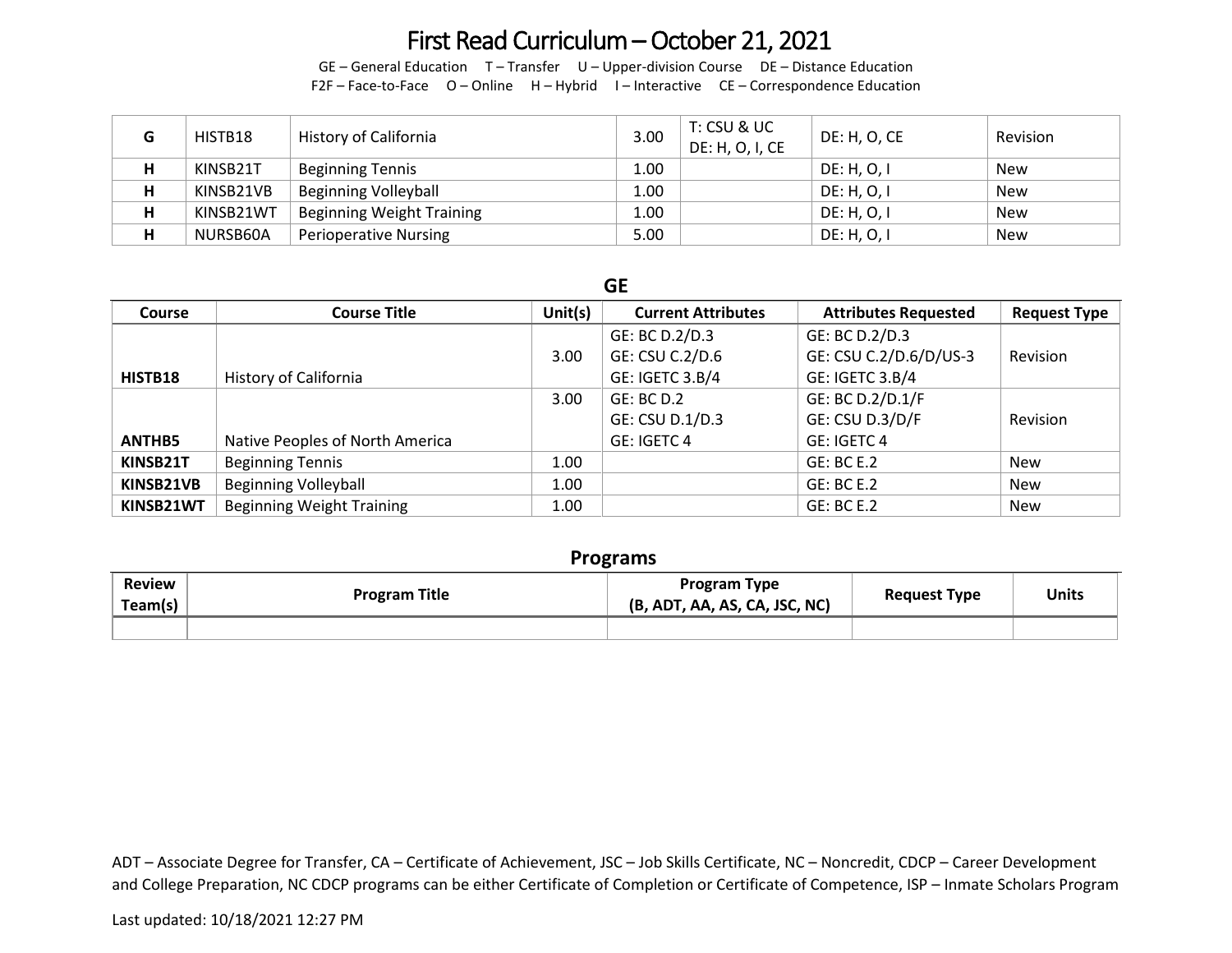# First Read Curriculum – October 21, 2021

GE – General Education T – Transfer U – Upper-division Course DE – Distance Education
F2F – Face-to-Face O – Online H – Hybrid I – Interactive CE – Correspondence Education

| | | | | | | |
|---|---|---|---|---|---|---|
| G | HISTB18 | History of California | 3.00 | T: CSU & UC<br>DE: H, O, I, CE | DE: H, O, CE | Revision |
| H | KINSB21T | Beginning Tennis | 1.00 | | DE: H, O, I | New |
| H | KINSB21VB | Beginning Volleyball | 1.00 | | DE: H, O, I | New |
| H | KINSB21WT | Beginning Weight Training | 1.00 | | DE: H, O, I | New |
| H | NURSB60A | Perioperative Nursing | 5.00 | | DE: H, O, I | New |

## GE

| Course | Course Title | Unit(s) | Current Attributes | Attributes Requested | Request Type |
|---|---|---|---|---|---|
| **HISTB18** | History of California | 3.00 | GE: BC D.2/D.3<br>GE: CSU C.2/D.6<br>GE: IGETC 3.B/4 | GE: BC D.2/D.3<br>GE: CSU C.2/D.6/D/US-3<br>GE: IGETC 3.B/4 | Revision |
| **ANTHB5** | Native Peoples of North America | 3.00 | GE: BC D.2<br>GE: CSU D.1/D.3<br>GE: IGETC 4 | GE: BC D.2/D.1/F<br>GE: CSU D.3/D/F<br>GE: IGETC 4 | Revision |
| **KINSB21T** | Beginning Tennis | 1.00 | | GE: BC E.2 | New |
| **KINSB21VB** | Beginning Volleyball | 1.00 | | GE: BC E.2 | New |
| **KINSB21WT** | Beginning Weight Training | 1.00 | | GE: BC E.2 | New |

## Programs

| Review Team(s) | Program Title | Program Type (B, ADT, AA, AS, CA, JSC, NC) | Request Type | Units |
|---|---|---|---|---|
| | | | | |

ADT – Associate Degree for Transfer, CA – Certificate of Achievement, JSC – Job Skills Certificate, NC – Noncredit, CDCP – Career Development and College Preparation, NC CDCP programs can be either Certificate of Completion or Certificate of Competence, ISP – Inmate Scholars Program

Last updated: 10/18/2021 12:27 PM